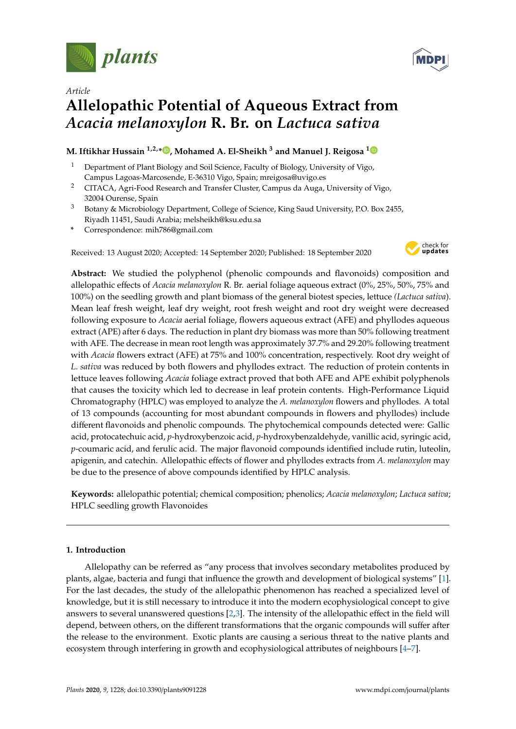*Article*

# Allelopathic Potential of Aqueous Extract from *Acacia melanoxylon* R. Br. on *Lactuca sativa*

**M. Iftikhar Hussain [1,2,*], Mohamed A. El-Sheikh [3] and Manuel J. Reigosa [1]**

[1] Department of Plant Biology and Soil Science, Faculty of Biology, University of Vigo, Campus Lagoas-Marcosende, E-36310 Vigo, Spain; mreigosa@uvigo.es

[2] CITACA, Agri-Food Research and Transfer Cluster, Campus da Auga, University of Vigo, 32004 Ourense, Spain

[3] Botany & Microbiology Department, College of Science, King Saud University, P.O. Box 2455, Riyadh 11451, Saudi Arabia; melsheikh@ksu.edu.sa

* Correspondence: mih786@gmail.com

Received: 13 August 2020; Accepted: 14 September 2020; Published: 18 September 2020

**Abstract:** We studied the polyphenol (phenolic compounds and flavonoids) composition and allelopathic effects of *Acacia melanoxylon* R. Br. aerial foliage aqueous extract (0%, 25%, 50%, 75% and 100%) on the seedling growth and plant biomass of the general biotest species, lettuce *(Lactuca sativa*). Mean leaf fresh weight, leaf dry weight, root fresh weight and root dry weight were decreased following exposure to *Acacia* aerial foliage, flowers aqueous extract (AFE) and phyllodes aqueous extract (APE) after 6 days. The reduction in plant dry biomass was more than 50% following treatment with AFE. The decrease in mean root length was approximately 37.7% and 29.20% following treatment with *Acacia* flowers extract (AFE) at 75% and 100% concentration, respectively. Root dry weight of *L. sativa* was reduced by both flowers and phyllodes extract. The reduction of protein contents in lettuce leaves following *Acacia* foliage extract proved that both AFE and APE exhibit polyphenols that causes the toxicity which led to decrease in leaf protein contents. High-Performance Liquid Chromatography (HPLC) was employed to analyze the *A. melanoxylon* flowers and phyllodes. A total of 13 compounds (accounting for most abundant compounds in flowers and phyllodes) include different flavonoids and phenolic compounds. The phytochemical compounds detected were: Gallic acid, protocatechuic acid, *p*-hydroxybenzoic acid, *p*-hydroxybenzaldehyde, vanillic acid, syringic acid, *p*-coumaric acid, and ferulic acid. The major flavonoid compounds identified include rutin, luteolin, apigenin, and catechin. Allelopathic effects of flower and phyllodes extracts from *A. melanoxylon* may be due to the presence of above compounds identified by HPLC analysis.

**Keywords:** allelopathic potential; chemical composition; phenolics; *Acacia melanoxylon*; *Lactuca sativa*; HPLC seedling growth Flavonoides

## 1. Introduction

Allelopathy can be referred as "any process that involves secondary metabolites produced by plants, algae, bacteria and fungi that influence the growth and development of biological systems" [1]. For the last decades, the study of the allelopathic phenomenon has reached a specialized level of knowledge, but it is still necessary to introduce it into the modern ecophysiological concept to give answers to several unanswered questions [2,3]. The intensity of the allelopathic effect in the field will depend, between others, on the different transformations that the organic compounds will suffer after the release to the environment. Exotic plants are causing a serious threat to the native plants and ecosystem through interfering in growth and ecophysiological attributes of neighbours [4–7].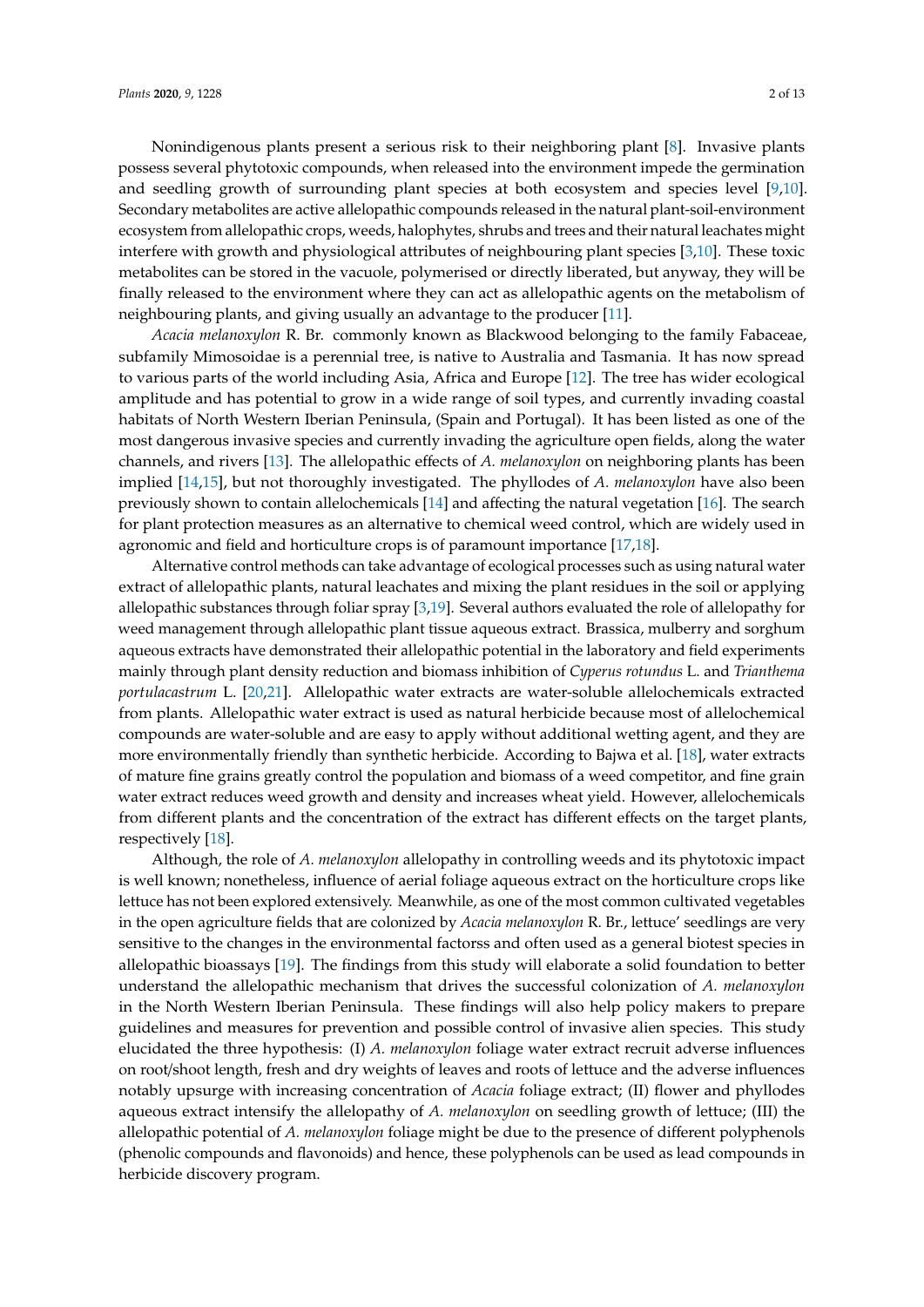Nonindigenous plants present a serious risk to their neighboring plant [8]. Invasive plants possess several phytotoxic compounds, when released into the environment impede the germination and seedling growth of surrounding plant species at both ecosystem and species level [9,10]. Secondary metabolites are active allelopathic compounds released in the natural plant-soil-environment ecosystem from allelopathic crops, weeds, halophytes, shrubs and trees and their natural leachates might interfere with growth and physiological attributes of neighbouring plant species [3,10]. These toxic metabolites can be stored in the vacuole, polymerised or directly liberated, but anyway, they will be finally released to the environment where they can act as allelopathic agents on the metabolism of neighbouring plants, and giving usually an advantage to the producer [11].

*Acacia melanoxylon* R. Br. commonly known as Blackwood belonging to the family Fabaceae, subfamily Mimosoidae is a perennial tree, is native to Australia and Tasmania. It has now spread to various parts of the world including Asia, Africa and Europe [12]. The tree has wider ecological amplitude and has potential to grow in a wide range of soil types, and currently invading coastal habitats of North Western Iberian Peninsula, (Spain and Portugal). It has been listed as one of the most dangerous invasive species and currently invading the agriculture open fields, along the water channels, and rivers [13]. The allelopathic effects of *A. melanoxylon* on neighboring plants has been implied [14,15], but not thoroughly investigated. The phyllodes of *A. melanoxylon* have also been previously shown to contain allelochemicals [14] and affecting the natural vegetation [16]. The search for plant protection measures as an alternative to chemical weed control, which are widely used in agronomic and field and horticulture crops is of paramount importance [17,18].

Alternative control methods can take advantage of ecological processes such as using natural water extract of allelopathic plants, natural leachates and mixing the plant residues in the soil or applying allelopathic substances through foliar spray [3,19]. Several authors evaluated the role of allelopathy for weed management through allelopathic plant tissue aqueous extract. Brassica, mulberry and sorghum aqueous extracts have demonstrated their allelopathic potential in the laboratory and field experiments mainly through plant density reduction and biomass inhibition of *Cyperus rotundus* L. and *Trianthema portulacastrum* L. [20,21]. Allelopathic water extracts are water-soluble allelochemicals extracted from plants. Allelopathic water extract is used as natural herbicide because most of allelochemical compounds are water-soluble and are easy to apply without additional wetting agent, and they are more environmentally friendly than synthetic herbicide. According to Bajwa et al. [18], water extracts of mature fine grains greatly control the population and biomass of a weed competitor, and fine grain water extract reduces weed growth and density and increases wheat yield. However, allelochemicals from different plants and the concentration of the extract has different effects on the target plants, respectively [18].

Although, the role of *A. melanoxylon* allelopathy in controlling weeds and its phytotoxic impact is well known; nonetheless, influence of aerial foliage aqueous extract on the horticulture crops like lettuce has not been explored extensively. Meanwhile, as one of the most common cultivated vegetables in the open agriculture fields that are colonized by *Acacia melanoxylon* R. Br., lettuce' seedlings are very sensitive to the changes in the environmental factorss and often used as a general biotest species in allelopathic bioassays [19]. The findings from this study will elaborate a solid foundation to better understand the allelopathic mechanism that drives the successful colonization of *A. melanoxylon* in the North Western Iberian Peninsula. These findings will also help policy makers to prepare guidelines and measures for prevention and possible control of invasive alien species. This study elucidated the three hypothesis: (I) *A. melanoxylon* foliage water extract recruit adverse influences on root/shoot length, fresh and dry weights of leaves and roots of lettuce and the adverse influences notably upsurge with increasing concentration of *Acacia* foliage extract; (II) flower and phyllodes aqueous extract intensify the allelopathy of *A. melanoxylon* on seedling growth of lettuce; (III) the allelopathic potential of *A. melanoxylon* foliage might be due to the presence of different polyphenols (phenolic compounds and flavonoids) and hence, these polyphenols can be used as lead compounds in herbicide discovery program.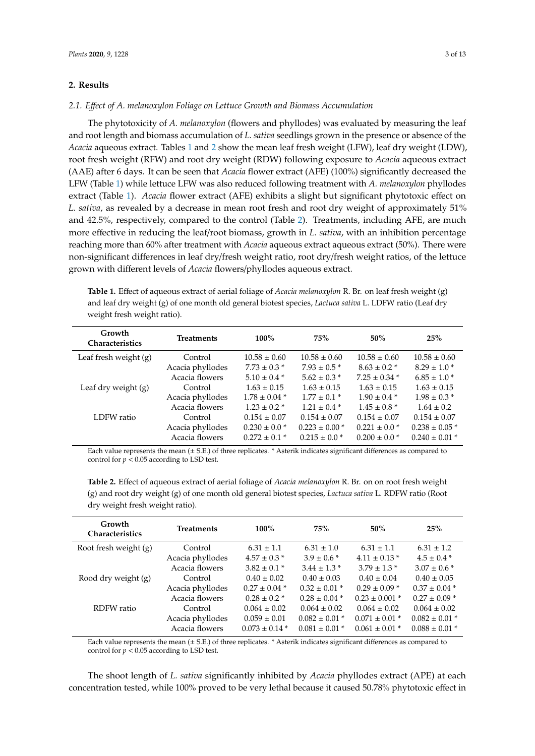## 2. Results

### 2.1. Effect of A. melanoxylon Foliage on Lettuce Growth and Biomass Accumulation

The phytotoxicity of *A. melanoxylon* (flowers and phyllodes) was evaluated by measuring the leaf and root length and biomass accumulation of *L. sativa* seedlings grown in the presence or absence of the *Acacia* aqueous extract. Tables 1 and 2 show the mean leaf fresh weight (LFW), leaf dry weight (LDW), root fresh weight (RFW) and root dry weight (RDW) following exposure to *Acacia* aqueous extract (AAE) after 6 days. It can be seen that *Acacia* flower extract (AFE) (100%) significantly decreased the LFW (Table 1) while lettuce LFW was also reduced following treatment with *A. melanoxylon* phyllodes extract (Table 1). *Acacia* flower extract (AFE) exhibits a slight but significant phytotoxic effect on *L. sativa*, as revealed by a decrease in mean root fresh and root dry weight of approximately 51% and 42.5%, respectively, compared to the control (Table 2). Treatments, including AFE, are much more effective in reducing the leaf/root biomass, growth in *L. sativa*, with an inhibition percentage reaching more than 60% after treatment with *Acacia* aqueous extract aqueous extract (50%). There were non-significant differences in leaf dry/fresh weight ratio, root dry/fresh weight ratios, of the lettuce grown with different levels of *Acacia* flowers/phyllodes aqueous extract.

**Table 1.** Effect of aqueous extract of aerial foliage of *Acacia melanoxylon* R. Br. on leaf fresh weight (g) and leaf dry weight (g) of one month old general biotest species, *Lactuca sativa* L. LDFW ratio (Leaf dry weight fresh weight ratio).

| Growth Characteristics | Treatments | 100% | 75% | 50% | 25% |
|---|---|---|---|---|---|
| Leaf fresh weight (g) | Control | 10.58 ± 0.60 | 10.58 ± 0.60 | 10.58 ± 0.60 | 10.58 ± 0.60 |
| | Acacia phyllodes | 7.73 ± 0.3 * | 7.93 ± 0.5 * | 8.63 ± 0.2 * | 8.29 ± 1.0 * |
| | Acacia flowers | 5.10 ± 0.4 * | 5.62 ± 0.3 * | 7.25 ± 0.34 * | 6.85 ± 1.0 * |
| Leaf dry weight (g) | Control | 1.63 ± 0.15 | 1.63 ± 0.15 | 1.63 ± 0.15 | 1.63 ± 0.15 |
| | Acacia phyllodes | 1.78 ± 0.04 * | 1.77 ± 0.1 * | 1.90 ± 0.4 * | 1.98 ± 0.3 * |
| | Acacia flowers | 1.23 ± 0.2 * | 1.21 ± 0.4 * | 1.45 ± 0.8 * | 1.64 ± 0.2 |
| LDFW ratio | Control | 0.154 ± 0.07 | 0.154 ± 0.07 | 0.154 ± 0.07 | 0.154 ± 0.07 |
| | Acacia phyllodes | 0.230 ± 0.0 * | 0.223 ± 0.00 * | 0.221 ± 0.0 * | 0.238 ± 0.05 * |
| | Acacia flowers | 0.272 ± 0.1 * | 0.215 ± 0.0 * | 0.200 ± 0.0 * | 0.240 ± 0.01 * |

Each value represents the mean (± S.E.) of three replicates. * Asterik indicates significant differences as compared to control for $p < 0.05$ according to LSD test.

**Table 2.** Effect of aqueous extract of aerial foliage of *Acacia melanoxylon* R. Br. on on root fresh weight (g) and root dry weight (g) of one month old general biotest species, *Lactuca sativa* L. RDFW ratio (Root dry weight fresh weight ratio).

| Growth Characteristics | Treatments | 100% | 75% | 50% | 25% |
|---|---|---|---|---|---|
| Root fresh weight (g) | Control | 6.31 ± 1.1 | 6.31 ± 1.0 | 6.31 ± 1.1 | 6.31 ± 1.2 |
| | Acacia phyllodes | 4.57 ± 0.3 * | 3.9 ± 0.6 * | 4.11 ± 0.13 * | 4.5 ± 0.4 * |
| | Acacia flowers | 3.82 ± 0.1 * | 3.44 ± 1.3 * | 3.79 ± 1.3 * | 3.07 ± 0.6 * |
| Rood dry weight (g) | Control | 0.40 ± 0.02 | 0.40 ± 0.03 | 0.40 ± 0.04 | 0.40 ± 0.05 |
| | Acacia phyllodes | 0.27 ± 0.04 * | 0.32 ± 0.01 * | 0.29 ± 0.09 * | 0.37 ± 0.04 * |
| | Acacia flowers | 0.28 ± 0.2 * | 0.28 ± 0.04 * | 0.23 ± 0.001 * | 0.27 ± 0.09 * |
| RDFW ratio | Control | 0.064 ± 0.02 | 0.064 ± 0.02 | 0.064 ± 0.02 | 0.064 ± 0.02 |
| | Acacia phyllodes | 0.059 ± 0.01 | 0.082 ± 0.01 * | 0.071 ± 0.01 * | 0.082 ± 0.01 * |
| | Acacia flowers | 0.073 ± 0.14 * | 0.081 ± 0.01 * | 0.061 ± 0.01 * | 0.088 ± 0.01 * |

Each value represents the mean (± S.E.) of three replicates. * Asterik indicates significant differences as compared to control for $p < 0.05$ according to LSD test.

The shoot length of *L. sativa* significantly inhibited by *Acacia* phyllodes extract (APE) at each concentration tested, while 100% proved to be very lethal because it caused 50.78% phytotoxic effect in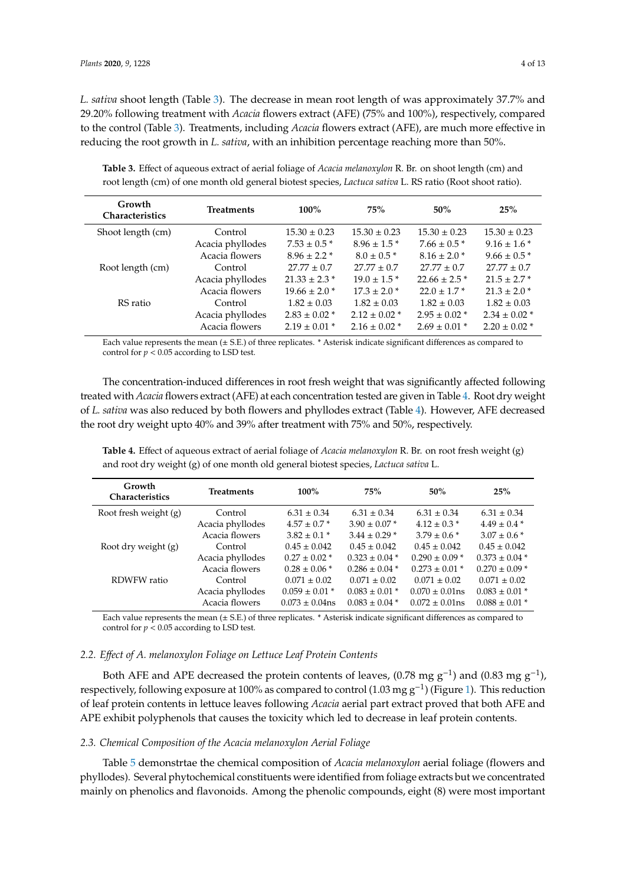*L. sativa* shoot length (Table 3). The decrease in mean root length of was approximately 37.7% and 29.20% following treatment with *Acacia* flowers extract (AFE) (75% and 100%), respectively, compared to the control (Table 3). Treatments, including *Acacia* flowers extract (AFE), are much more effective in reducing the root growth in *L. sativa*, with an inhibition percentage reaching more than 50%.

**Table 3.** Effect of aqueous extract of aerial foliage of *Acacia melanoxylon* R. Br. on shoot length (cm) and root length (cm) of one month old general biotest species, *Lactuca sativa* L. RS ratio (Root shoot ratio).

| Growth Characteristics | Treatments | 100% | 75% | 50% | 25% |
|---|---|---|---|---|---|
| Shoot length (cm) | Control | 15.30 ± 0.23 | 15.30 ± 0.23 | 15.30 ± 0.23 | 15.30 ± 0.23 |
| | Acacia phyllodes | 7.53 ± 0.5 * | 8.96 ± 1.5 * | 7.66 ± 0.5 * | 9.16 ± 1.6 * |
| | Acacia flowers | 8.96 ± 2.2 * | 8.0 ± 0.5 * | 8.16 ± 2.0 * | 9.66 ± 0.5 * |
| Root length (cm) | Control | 27.77 ± 0.7 | 27.77 ± 0.7 | 27.77 ± 0.7 | 27.77 ± 0.7 |
| | Acacia phyllodes | 21.33 ± 2.3 * | 19.0 ± 1.5 * | 22.66 ± 2.5 * | 21.5 ± 2.7 * |
| | Acacia flowers | 19.66 ± 2.0 * | 17.3 ± 2.0 * | 22.0 ± 1.7 * | 21.3 ± 2.0 * |
| RS ratio | Control | 1.82 ± 0.03 | 1.82 ± 0.03 | 1.82 ± 0.03 | 1.82 ± 0.03 |
| | Acacia phyllodes | 2.83 ± 0.02 * | 2.12 ± 0.02 * | 2.95 ± 0.02 * | 2.34 ± 0.02 * |
| | Acacia flowers | 2.19 ± 0.01 * | 2.16 ± 0.02 * | 2.69 ± 0.01 * | 2.20 ± 0.02 * |

Each value represents the mean (± S.E.) of three replicates. * Asterisk indicate significant differences as compared to control for $p < 0.05$ according to LSD test.

The concentration-induced differences in root fresh weight that was significantly affected following treated with *Acacia* flowers extract (AFE) at each concentration tested are given in Table 4. Root dry weight of *L. sativa* was also reduced by both flowers and phyllodes extract (Table 4). However, AFE decreased the root dry weight upto 40% and 39% after treatment with 75% and 50%, respectively.

**Table 4.** Effect of aqueous extract of aerial foliage of *Acacia melanoxylon* R. Br. on root fresh weight (g) and root dry weight (g) of one month old general biotest species, *Lactuca sativa* L.

| Growth Characteristics | Treatments | 100% | 75% | 50% | 25% |
|---|---|---|---|---|---|
| Root fresh weight (g) | Control | 6.31 ± 0.34 | 6.31 ± 0.34 | 6.31 ± 0.34 | 6.31 ± 0.34 |
| | Acacia phyllodes | 4.57 ± 0.7 * | 3.90 ± 0.07 * | 4.12 ± 0.3 * | 4.49 ± 0.4 * |
| | Acacia flowers | 3.82 ± 0.1 * | 3.44 ± 0.29 * | 3.79 ± 0.6 * | 3.07 ± 0.6 * |
| Root dry weight (g) | Control | 0.45 ± 0.042 | 0.45 ± 0.042 | 0.45 ± 0.042 | 0.45 ± 0.042 |
| | Acacia phyllodes | 0.27 ± 0.02 * | 0.323 ± 0.04 * | 0.290 ± 0.09 * | 0.373 ± 0.04 * |
| | Acacia flowers | 0.28 ± 0.06 * | 0.286 ± 0.04 * | 0.273 ± 0.01 * | 0.270 ± 0.09 * |
| RDWFW ratio | Control | 0.071 ± 0.02 | 0.071 ± 0.02 | 0.071 ± 0.02 | 0.071 ± 0.02 |
| | Acacia phyllodes | 0.059 ± 0.01 * | 0.083 ± 0.01 * | 0.070 ± 0.01ns | 0.083 ± 0.01 * |
| | Acacia flowers | 0.073 ± 0.04ns | 0.083 ± 0.04 * | 0.072 ± 0.01ns | 0.088 ± 0.01 * |

Each value represents the mean (± S.E.) of three replicates. * Asterisk indicate significant differences as compared to control for $p < 0.05$ according to LSD test.

### 2.2. Effect of *A. melanoxylon* Foliage on Lettuce Leaf Protein Contents

Both AFE and APE decreased the protein contents of leaves, (0.78 mg $g^{-1}$) and (0.83 mg $g^{-1}$), respectively, following exposure at 100% as compared to control (1.03 mg $g^{-1}$) (Figure 1). This reduction of leaf protein contents in lettuce leaves following *Acacia* aerial part extract proved that both AFE and APE exhibit polyphenols that causes the toxicity which led to decrease in leaf protein contents.

### 2.3. Chemical Composition of the *Acacia melanoxylon* Aerial Foliage

Table 5 demonstrtae the chemical composition of *Acacia melanoxylon* aerial foliage (flowers and phyllodes). Several phytochemical constituents were identified from foliage extracts but we concentrated mainly on phenolics and flavonoids. Among the phenolic compounds, eight (8) were most important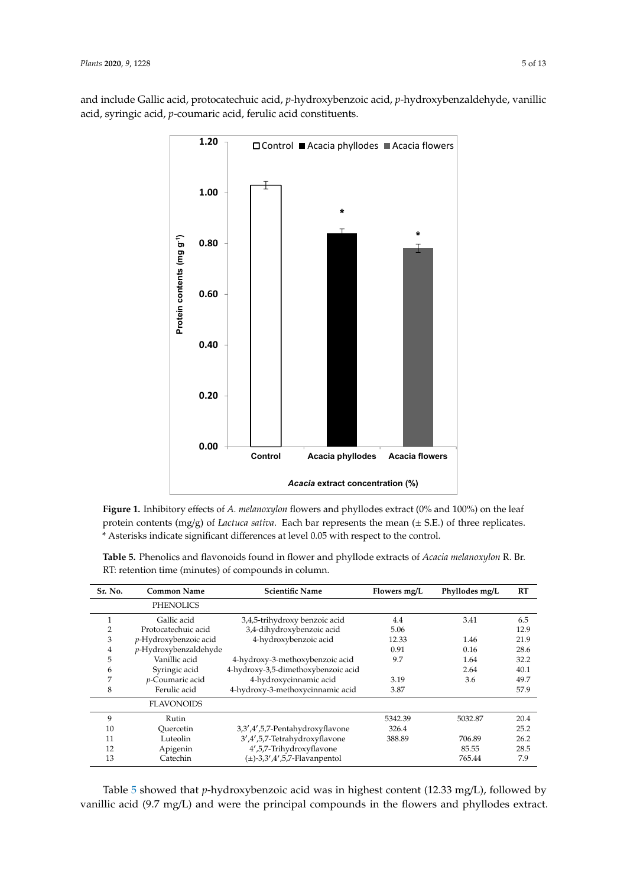and include Gallic acid, protocatechuic acid, *p*-hydroxybenzoic acid, *p*-hydroxybenzaldehyde, vanillic acid, syringic acid, *p*-coumaric acid, ferulic acid constituents.

**Figure 1.** Inhibitory effects of *A. melanoxylon* flowers and phyllodes extract (0% and 100%) on the leaf protein contents (mg/g) of *Lactuca sativa*. Each bar represents the mean (± S.E.) of three replicates. * Asterisks indicate significant differences at level 0.05 with respect to the control.

**Table 5.** Phenolics and flavonoids found in flower and phyllode extracts of *Acacia melanoxylon* R. Br. RT: retention time (minutes) of compounds in column.

| Sr. No. | Common Name | Scientific Name | Flowers mg/L | Phyllodes mg/L | RT |
|---|---|---|---|---|---|
| | PHENOLICS | | | | |
| 1 | Gallic acid | 3,4,5-trihydroxy benzoic acid | 4.4 | 3.41 | 6.5 |
| 2 | Protocatechuic acid | 3,4-dihydroxybenzoic acid | 5.06 | | 12.9 |
| 3 | *p*-Hydroxybenzoic acid | 4-hydroxybenzoic acid | 12.33 | 1.46 | 21.9 |
| 4 | *p*-Hydroxybenzaldehyde | | 0.91 | 0.16 | 28.6 |
| 5 | Vanillic acid | 4-hydroxy-3-methoxybenzoic acid | 9.7 | 1.64 | 32.2 |
| 6 | Syringic acid | 4-hydroxy-3,5-dimethoxybenzoic acid | | 2.64 | 40.1 |
| 7 | *p*-Coumaric acid | 4-hydroxycinnamic acid | 3.19 | 3.6 | 49.7 |
| 8 | Ferulic acid | 4-hydroxy-3-methoxycinnamic acid | 3.87 | | 57.9 |
| | FLAVONOIDS | | | | |
| 9 | Rutin | | 5342.39 | 5032.87 | 20.4 |
| 10 | Quercetin | 3,3′,4′,5,7-Pentahydroxyflavone | 326.4 | | 25.2 |
| 11 | Luteolin | 3′,4′,5,7-Tetrahydroxyflavone | 388.89 | 706.89 | 26.2 |
| 12 | Apigenin | 4′,5,7-Trihydroxyflavone | | 85.55 | 28.5 |
| 13 | Catechin | (±)-3,3′,4′,5,7-Flavanpentol | | 765.44 | 7.9 |

Table 5 showed that *p*-hydroxybenzoic acid was in highest content (12.33 mg/L), followed by vanillic acid (9.7 mg/L) and were the principal compounds in the flowers and phyllodes extract.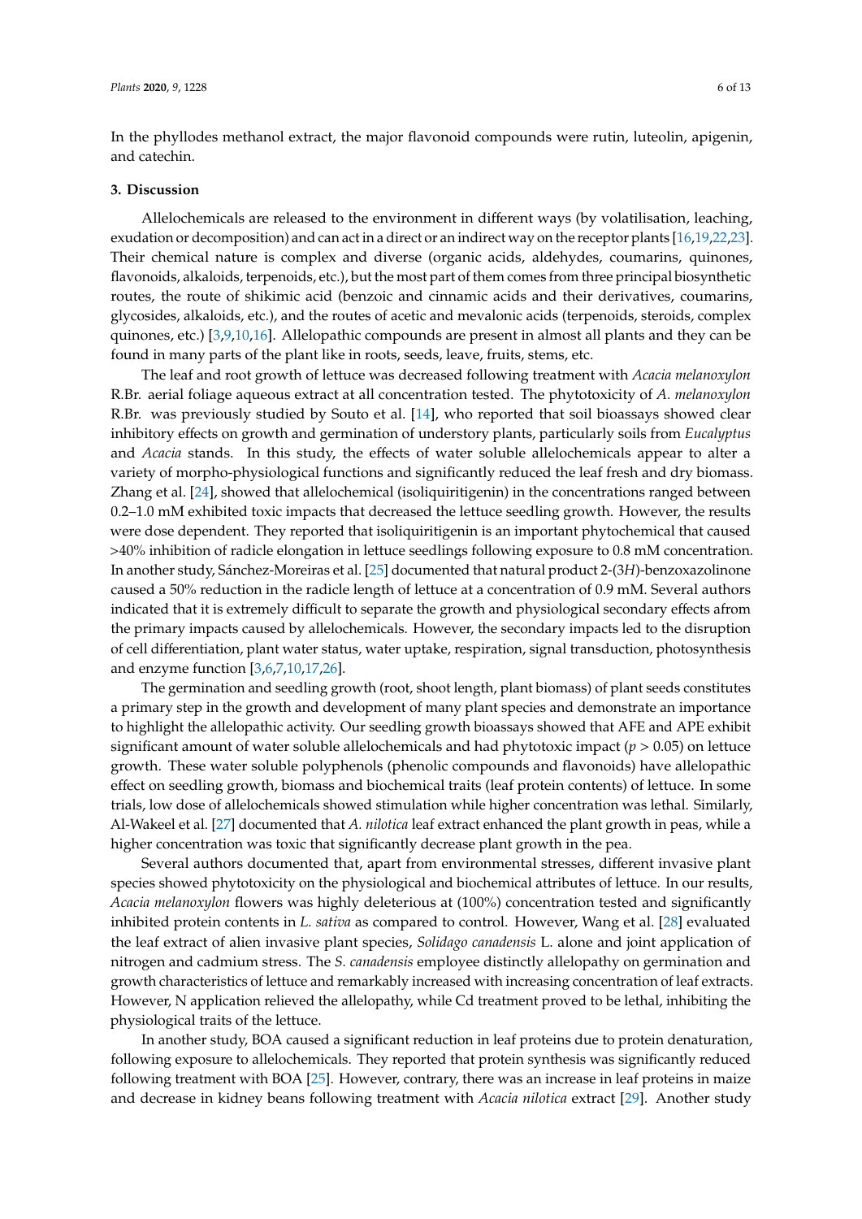In the phyllodes methanol extract, the major flavonoid compounds were rutin, luteolin, apigenin, and catechin.

## 3. Discussion

Allelochemicals are released to the environment in different ways (by volatilisation, leaching, exudation or decomposition) and can act in a direct or an indirect way on the receptor plants [16,19,22,23]. Their chemical nature is complex and diverse (organic acids, aldehydes, coumarins, quinones, flavonoids, alkaloids, terpenoids, etc.), but the most part of them comes from three principal biosynthetic routes, the route of shikimic acid (benzoic and cinnamic acids and their derivatives, coumarins, glycosides, alkaloids, etc.), and the routes of acetic and mevalonic acids (terpenoids, steroids, complex quinones, etc.) [3,9,10,16]. Allelopathic compounds are present in almost all plants and they can be found in many parts of the plant like in roots, seeds, leave, fruits, stems, etc.

The leaf and root growth of lettuce was decreased following treatment with *Acacia melanoxylon* R.Br. aerial foliage aqueous extract at all concentration tested. The phytotoxicity of *A. melanoxylon* R.Br. was previously studied by Souto et al. [14], who reported that soil bioassays showed clear inhibitory effects on growth and germination of understory plants, particularly soils from *Eucalyptus* and *Acacia* stands. In this study, the effects of water soluble allelochemicals appear to alter a variety of morpho-physiological functions and significantly reduced the leaf fresh and dry biomass. Zhang et al. [24], showed that allelochemical (isoliquiritigenin) in the concentrations ranged between 0.2–1.0 mM exhibited toxic impacts that decreased the lettuce seedling growth. However, the results were dose dependent. They reported that isoliquiritigenin is an important phytochemical that caused >40% inhibition of radicle elongation in lettuce seedlings following exposure to 0.8 mM concentration. In another study, Sánchez-Moreiras et al. [25] documented that natural product 2-(3*H*)-benzoxazolinone caused a 50% reduction in the radicle length of lettuce at a concentration of 0.9 mM. Several authors indicated that it is extremely difficult to separate the growth and physiological secondary effects afrom the primary impacts caused by allelochemicals. However, the secondary impacts led to the disruption of cell differentiation, plant water status, water uptake, respiration, signal transduction, photosynthesis and enzyme function [3,6,7,10,17,26].

The germination and seedling growth (root, shoot length, plant biomass) of plant seeds constitutes a primary step in the growth and development of many plant species and demonstrate an importance to highlight the allelopathic activity. Our seedling growth bioassays showed that AFE and APE exhibit significant amount of water soluble allelochemicals and had phytotoxic impact ($p > 0.05$) on lettuce growth. These water soluble polyphenols (phenolic compounds and flavonoids) have allelopathic effect on seedling growth, biomass and biochemical traits (leaf protein contents) of lettuce. In some trials, low dose of allelochemicals showed stimulation while higher concentration was lethal. Similarly, Al-Wakeel et al. [27] documented that *A. nilotica* leaf extract enhanced the plant growth in peas, while a higher concentration was toxic that significantly decrease plant growth in the pea.

Several authors documented that, apart from environmental stresses, different invasive plant species showed phytotoxicity on the physiological and biochemical attributes of lettuce. In our results, *Acacia melanoxylon* flowers was highly deleterious at (100%) concentration tested and significantly inhibited protein contents in *L. sativa* as compared to control. However, Wang et al. [28] evaluated the leaf extract of alien invasive plant species, *Solidago canadensis* L. alone and joint application of nitrogen and cadmium stress. The *S. canadensis* employee distinctly allelopathy on germination and growth characteristics of lettuce and remarkably increased with increasing concentration of leaf extracts. However, N application relieved the allelopathy, while Cd treatment proved to be lethal, inhibiting the physiological traits of the lettuce.

In another study, BOA caused a significant reduction in leaf proteins due to protein denaturation, following exposure to allelochemicals. They reported that protein synthesis was significantly reduced following treatment with BOA [25]. However, contrary, there was an increase in leaf proteins in maize and decrease in kidney beans following treatment with *Acacia nilotica* extract [29]. Another study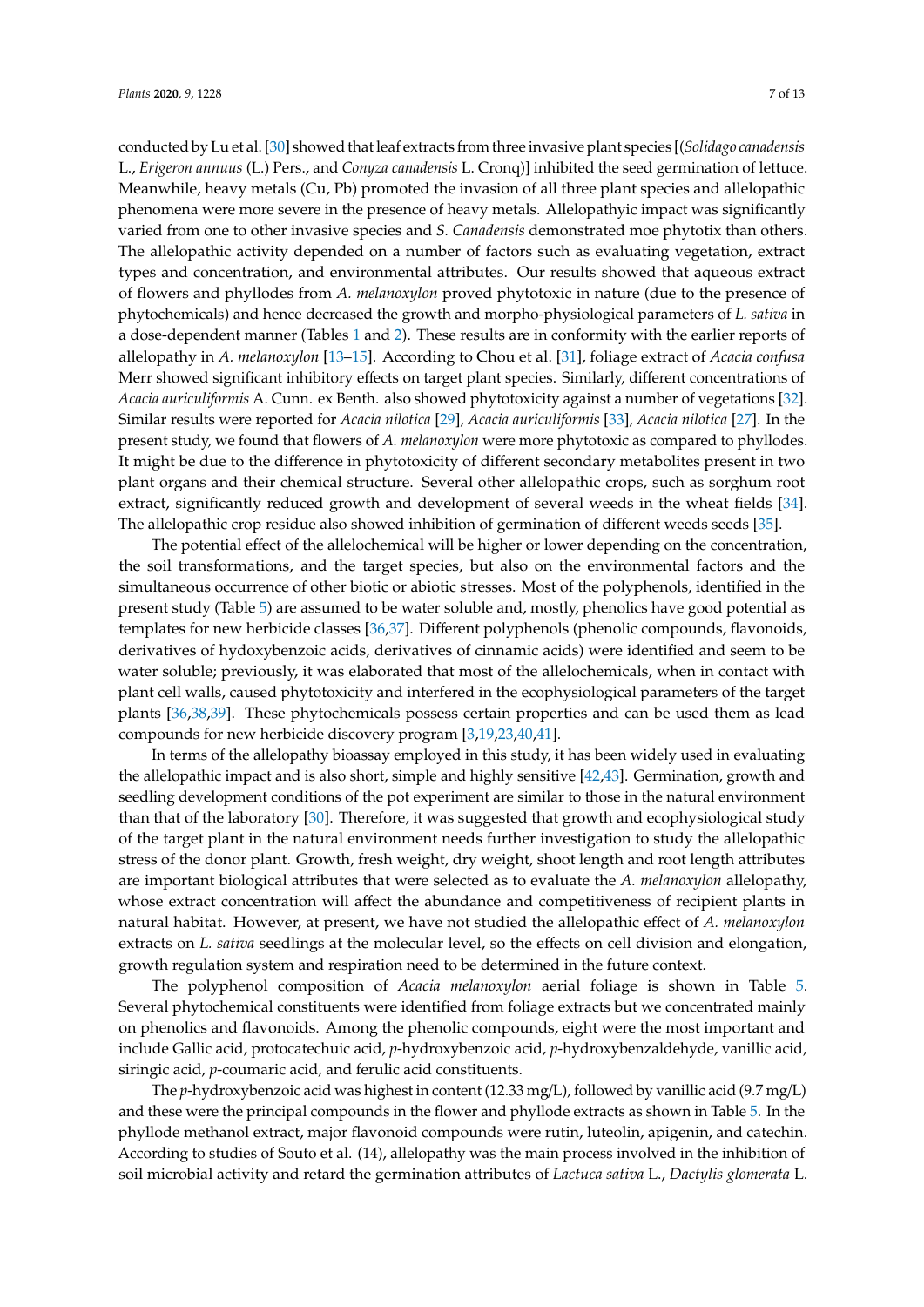conducted by Lu et al. [30] showed that leaf extracts from three invasive plant species [(*Solidago canadensis* L., *Erigeron annuus* (L.) Pers., and *Conyza canadensis* L. Cronq)] inhibited the seed germination of lettuce. Meanwhile, heavy metals (Cu, Pb) promoted the invasion of all three plant species and allelopathic phenomena were more severe in the presence of heavy metals. Allelopathyic impact was significantly varied from one to other invasive species and *S. Canadensis* demonstrated moe phytotix than others. The allelopathic activity depended on a number of factors such as evaluating vegetation, extract types and concentration, and environmental attributes. Our results showed that aqueous extract of flowers and phyllodes from *A. melanoxylon* proved phytotoxic in nature (due to the presence of phytochemicals) and hence decreased the growth and morpho-physiological parameters of *L. sativa* in a dose-dependent manner (Tables 1 and 2). These results are in conformity with the earlier reports of allelopathy in *A. melanoxylon* [13–15]. According to Chou et al. [31], foliage extract of *Acacia confusa* Merr showed significant inhibitory effects on target plant species. Similarly, different concentrations of *Acacia auriculiformis* A. Cunn. ex Benth. also showed phytotoxicity against a number of vegetations [32]. Similar results were reported for *Acacia nilotica* [29], *Acacia auriculiformis* [33], *Acacia nilotica* [27]. In the present study, we found that flowers of *A. melanoxylon* were more phytotoxic as compared to phyllodes. It might be due to the difference in phytotoxicity of different secondary metabolites present in two plant organs and their chemical structure. Several other allelopathic crops, such as sorghum root extract, significantly reduced growth and development of several weeds in the wheat fields [34]. The allelopathic crop residue also showed inhibition of germination of different weeds seeds [35].

The potential effect of the allelochemical will be higher or lower depending on the concentration, the soil transformations, and the target species, but also on the environmental factors and the simultaneous occurrence of other biotic or abiotic stresses. Most of the polyphenols, identified in the present study (Table 5) are assumed to be water soluble and, mostly, phenolics have good potential as templates for new herbicide classes [36,37]. Different polyphenols (phenolic compounds, flavonoids, derivatives of hydoxybenzoic acids, derivatives of cinnamic acids) were identified and seem to be water soluble; previously, it was elaborated that most of the allelochemicals, when in contact with plant cell walls, caused phytotoxicity and interfered in the ecophysiological parameters of the target plants [36,38,39]. These phytochemicals possess certain properties and can be used them as lead compounds for new herbicide discovery program [3,19,23,40,41].

In terms of the allelopathy bioassay employed in this study, it has been widely used in evaluating the allelopathic impact and is also short, simple and highly sensitive [42,43]. Germination, growth and seedling development conditions of the pot experiment are similar to those in the natural environment than that of the laboratory [30]. Therefore, it was suggested that growth and ecophysiological study of the target plant in the natural environment needs further investigation to study the allelopathic stress of the donor plant. Growth, fresh weight, dry weight, shoot length and root length attributes are important biological attributes that were selected as to evaluate the *A. melanoxylon* allelopathy, whose extract concentration will affect the abundance and competitiveness of recipient plants in natural habitat. However, at present, we have not studied the allelopathic effect of *A. melanoxylon* extracts on *L. sativa* seedlings at the molecular level, so the effects on cell division and elongation, growth regulation system and respiration need to be determined in the future context.

The polyphenol composition of *Acacia melanoxylon* aerial foliage is shown in Table 5. Several phytochemical constituents were identified from foliage extracts but we concentrated mainly on phenolics and flavonoids. Among the phenolic compounds, eight were the most important and include Gallic acid, protocatechuic acid, *p*-hydroxybenzoic acid, *p*-hydroxybenzaldehyde, vanillic acid, siringic acid, *p*-coumaric acid, and ferulic acid constituents.

The *p*-hydroxybenzoic acid was highest in content (12.33 mg/L), followed by vanillic acid (9.7 mg/L) and these were the principal compounds in the flower and phyllode extracts as shown in Table 5. In the phyllode methanol extract, major flavonoid compounds were rutin, luteolin, apigenin, and catechin. According to studies of Souto et al. (14), allelopathy was the main process involved in the inhibition of soil microbial activity and retard the germination attributes of *Lactuca sativa* L., *Dactylis glomerata* L.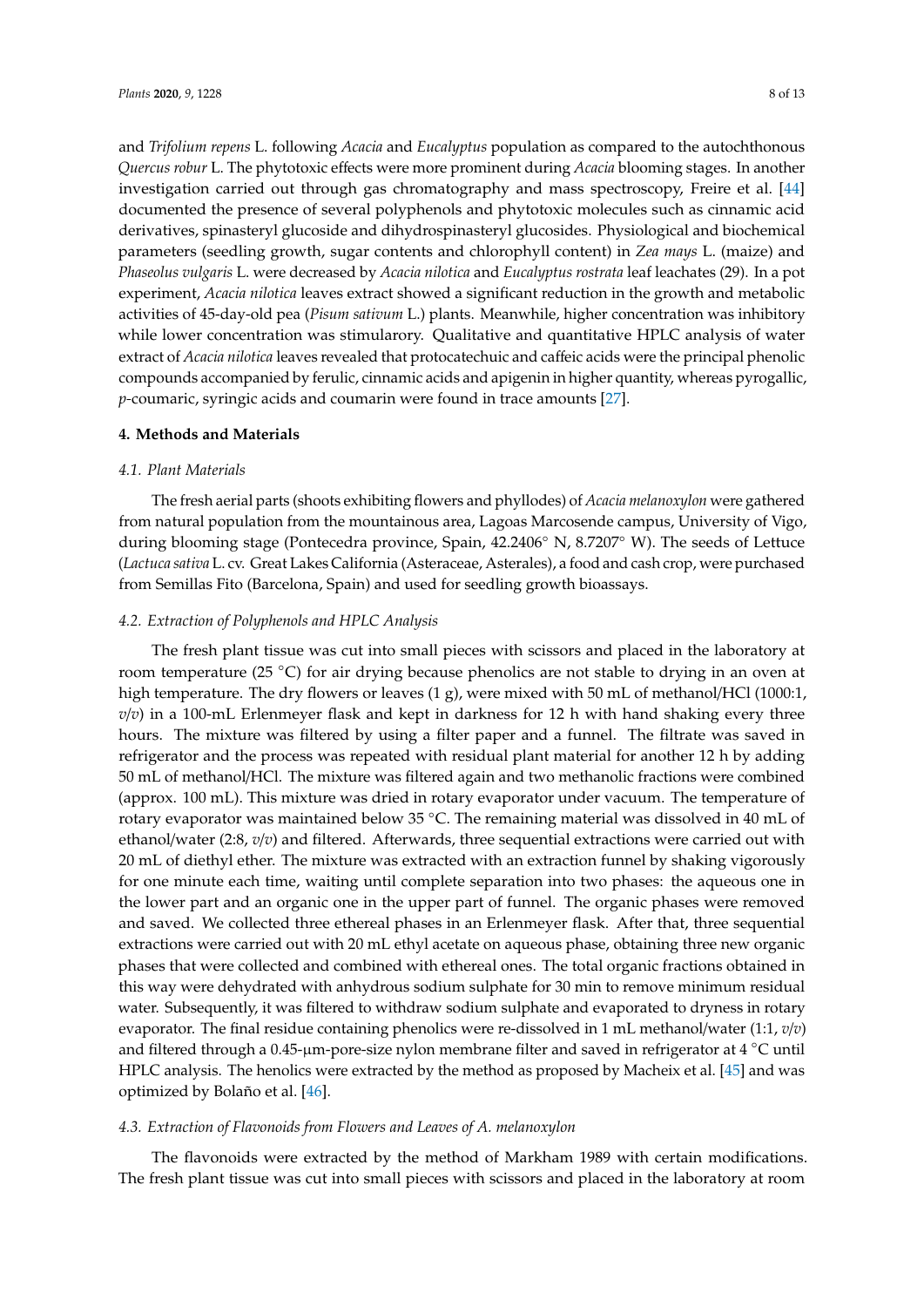and *Trifolium repens* L. following *Acacia* and *Eucalyptus* population as compared to the autochthonous *Quercus robur* L. The phytotoxic effects were more prominent during *Acacia* blooming stages. In another investigation carried out through gas chromatography and mass spectroscopy, Freire et al. [44] documented the presence of several polyphenols and phytotoxic molecules such as cinnamic acid derivatives, spinasteryl glucoside and dihydrospinasteryl glucosides. Physiological and biochemical parameters (seedling growth, sugar contents and chlorophyll content) in *Zea mays* L. (maize) and *Phaseolus vulgaris* L. were decreased by *Acacia nilotica* and *Eucalyptus rostrata* leaf leachates (29). In a pot experiment, *Acacia nilotica* leaves extract showed a significant reduction in the growth and metabolic activities of 45-day-old pea (*Pisum sativum* L.) plants. Meanwhile, higher concentration was inhibitory while lower concentration was stimularory. Qualitative and quantitative HPLC analysis of water extract of *Acacia nilotica* leaves revealed that protocatechuic and caffeic acids were the principal phenolic compounds accompanied by ferulic, cinnamic acids and apigenin in higher quantity, whereas pyrogallic, *p*-coumaric, syringic acids and coumarin were found in trace amounts [27].

## 4. Methods and Materials

### 4.1. Plant Materials

The fresh aerial parts (shoots exhibiting flowers and phyllodes) of *Acacia melanoxylon* were gathered from natural population from the mountainous area, Lagoas Marcosende campus, University of Vigo, during blooming stage (Pontecedra province, Spain, 42.2406° N, 8.7207° W). The seeds of Lettuce (*Lactuca sativa* L. cv. Great Lakes California (Asteraceae, Asterales), a food and cash crop, were purchased from Semillas Fito (Barcelona, Spain) and used for seedling growth bioassays.

### 4.2. Extraction of Polyphenols and HPLC Analysis

The fresh plant tissue was cut into small pieces with scissors and placed in the laboratory at room temperature (25 °C) for air drying because phenolics are not stable to drying in an oven at high temperature. The dry flowers or leaves (1 g), were mixed with 50 mL of methanol/HCl (1000:1, *v*/*v*) in a 100-mL Erlenmeyer flask and kept in darkness for 12 h with hand shaking every three hours. The mixture was filtered by using a filter paper and a funnel. The filtrate was saved in refrigerator and the process was repeated with residual plant material for another 12 h by adding 50 mL of methanol/HCl. The mixture was filtered again and two methanolic fractions were combined (approx. 100 mL). This mixture was dried in rotary evaporator under vacuum. The temperature of rotary evaporator was maintained below 35 °C. The remaining material was dissolved in 40 mL of ethanol/water (2:8, *v*/*v*) and filtered. Afterwards, three sequential extractions were carried out with 20 mL of diethyl ether. The mixture was extracted with an extraction funnel by shaking vigorously for one minute each time, waiting until complete separation into two phases: the aqueous one in the lower part and an organic one in the upper part of funnel. The organic phases were removed and saved. We collected three ethereal phases in an Erlenmeyer flask. After that, three sequential extractions were carried out with 20 mL ethyl acetate on aqueous phase, obtaining three new organic phases that were collected and combined with ethereal ones. The total organic fractions obtained in this way were dehydrated with anhydrous sodium sulphate for 30 min to remove minimum residual water. Subsequently, it was filtered to withdraw sodium sulphate and evaporated to dryness in rotary evaporator. The final residue containing phenolics were re-dissolved in 1 mL methanol/water (1:1, *v*/*v*) and filtered through a 0.45-µm-pore-size nylon membrane filter and saved in refrigerator at 4 °C until HPLC analysis. The henolics were extracted by the method as proposed by Macheix et al. [45] and was optimized by Bolaño et al. [46].

### 4.3. Extraction of Flavonoids from Flowers and Leaves of *A. melanoxylon*

The flavonoids were extracted by the method of Markham 1989 with certain modifications. The fresh plant tissue was cut into small pieces with scissors and placed in the laboratory at room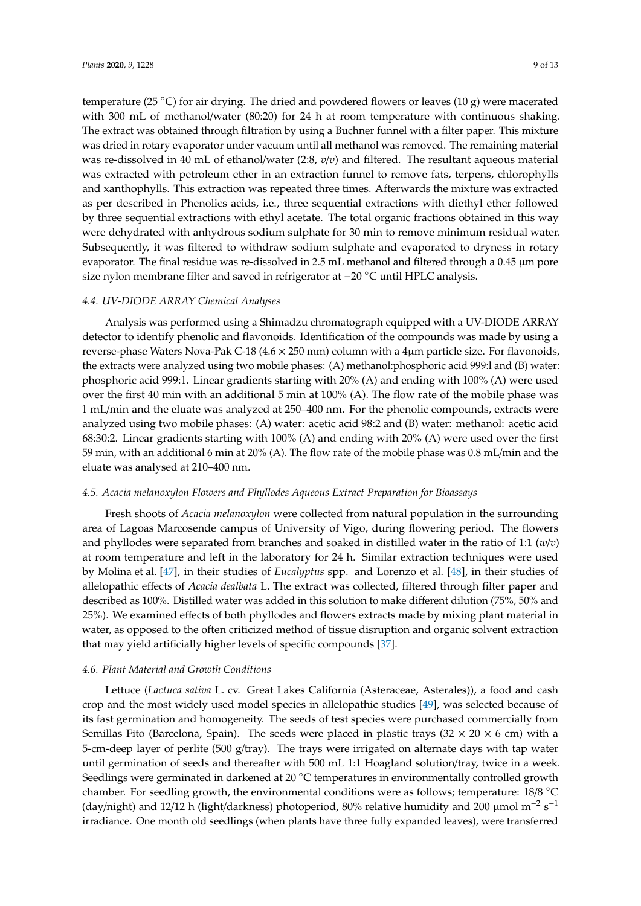temperature (25 °C) for air drying. The dried and powdered flowers or leaves (10 g) were macerated with 300 mL of methanol/water (80:20) for 24 h at room temperature with continuous shaking. The extract was obtained through filtration by using a Buchner funnel with a filter paper. This mixture was dried in rotary evaporator under vacuum until all methanol was removed. The remaining material was re-dissolved in 40 mL of ethanol/water (2:8, *v*/*v*) and filtered. The resultant aqueous material was extracted with petroleum ether in an extraction funnel to remove fats, terpens, chlorophylls and xanthophylls. This extraction was repeated three times. Afterwards the mixture was extracted as per described in Phenolics acids, i.e., three sequential extractions with diethyl ether followed by three sequential extractions with ethyl acetate. The total organic fractions obtained in this way were dehydrated with anhydrous sodium sulphate for 30 min to remove minimum residual water. Subsequently, it was filtered to withdraw sodium sulphate and evaporated to dryness in rotary evaporator. The final residue was re-dissolved in 2.5 mL methanol and filtered through a 0.45 μm pore size nylon membrane filter and saved in refrigerator at −20 °C until HPLC analysis.

### 4.4. UV-DIODE ARRAY Chemical Analyses

Analysis was performed using a Shimadzu chromatograph equipped with a UV-DIODE ARRAY detector to identify phenolic and flavonoids. Identification of the compounds was made by using a reverse-phase Waters Nova-Pak C-18 (4.6 × 250 mm) column with a 4μm particle size. For flavonoids, the extracts were analyzed using two mobile phases: (A) methanol:phosphoric acid 999:l and (B) water: phosphoric acid 999:1. Linear gradients starting with 20% (A) and ending with 100% (A) were used over the first 40 min with an additional 5 min at 100% (A). The flow rate of the mobile phase was 1 mL/min and the eluate was analyzed at 250–400 nm. For the phenolic compounds, extracts were analyzed using two mobile phases: (A) water: acetic acid 98:2 and (B) water: methanol: acetic acid 68:30:2. Linear gradients starting with 100% (A) and ending with 20% (A) were used over the first 59 min, with an additional 6 min at 20% (A). The flow rate of the mobile phase was 0.8 mL/min and the eluate was analysed at 210–400 nm.

### 4.5. *Acacia melanoxylon* Flowers and Phyllodes Aqueous Extract Preparation for Bioassays

Fresh shoots of *Acacia melanoxylon* were collected from natural population in the surrounding area of Lagoas Marcosende campus of University of Vigo, during flowering period. The flowers and phyllodes were separated from branches and soaked in distilled water in the ratio of 1:1 (*w*/*v*) at room temperature and left in the laboratory for 24 h. Similar extraction techniques were used by Molina et al. [47], in their studies of *Eucalyptus* spp. and Lorenzo et al. [48], in their studies of allelopathic effects of *Acacia dealbata* L. The extract was collected, filtered through filter paper and described as 100%. Distilled water was added in this solution to make different dilution (75%, 50% and 25%). We examined effects of both phyllodes and flowers extracts made by mixing plant material in water, as opposed to the often criticized method of tissue disruption and organic solvent extraction that may yield artificially higher levels of specific compounds [37].

### 4.6. Plant Material and Growth Conditions

Lettuce (*Lactuca sativa* L. cv. Great Lakes California (Asteraceae, Asterales)), a food and cash crop and the most widely used model species in allelopathic studies [49], was selected because of its fast germination and homogeneity. The seeds of test species were purchased commercially from Semillas Fito (Barcelona, Spain). The seeds were placed in plastic trays (32 × 20 × 6 cm) with a 5-cm-deep layer of perlite (500 g/tray). The trays were irrigated on alternate days with tap water until germination of seeds and thereafter with 500 mL 1:1 Hoagland solution/tray, twice in a week. Seedlings were germinated in darkened at 20 °C temperatures in environmentally controlled growth chamber. For seedling growth, the environmental conditions were as follows; temperature: 18/8 °C (day/night) and 12/12 h (light/darkness) photoperiod, 80% relative humidity and 200 μmol $m^{-2}$ $s^{-1}$ irradiance. One month old seedlings (when plants have three fully expanded leaves), were transferred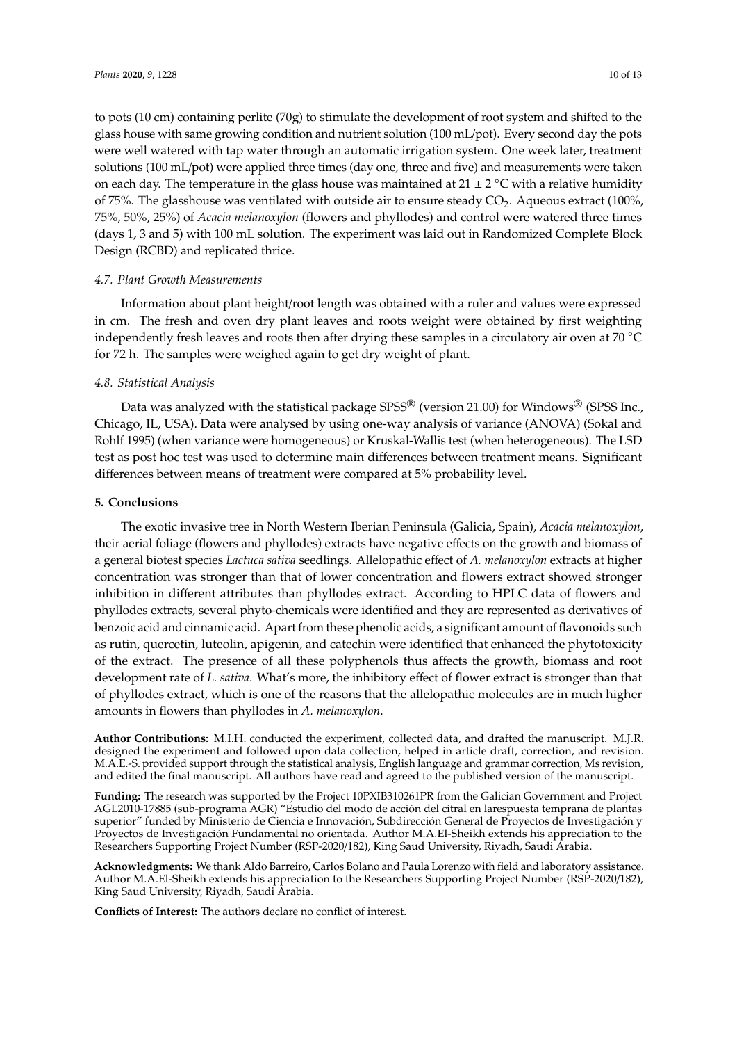to pots (10 cm) containing perlite (70g) to stimulate the development of root system and shifted to the glass house with same growing condition and nutrient solution (100 mL/pot). Every second day the pots were well watered with tap water through an automatic irrigation system. One week later, treatment solutions (100 mL/pot) were applied three times (day one, three and five) and measurements were taken on each day. The temperature in the glass house was maintained at $21 \pm 2$ °C with a relative humidity of 75%. The glasshouse was ventilated with outside air to ensure steady $CO_2$. Aqueous extract (100%, 75%, 50%, 25%) of *Acacia melanoxylon* (flowers and phyllodes) and control were watered three times (days 1, 3 and 5) with 100 mL solution. The experiment was laid out in Randomized Complete Block Design (RCBD) and replicated thrice.

### *4.7. Plant Growth Measurements*

Information about plant height/root length was obtained with a ruler and values were expressed in cm. The fresh and oven dry plant leaves and roots weight were obtained by first weighting independently fresh leaves and roots then after drying these samples in a circulatory air oven at 70 °C for 72 h. The samples were weighed again to get dry weight of plant.

### *4.8. Statistical Analysis*

Data was analyzed with the statistical package SPSS® (version 21.00) for Windows® (SPSS Inc., Chicago, IL, USA). Data were analysed by using one-way analysis of variance (ANOVA) (Sokal and Rohlf 1995) (when variance were homogeneous) or Kruskal-Wallis test (when heterogeneous). The LSD test as post hoc test was used to determine main differences between treatment means. Significant differences between means of treatment were compared at 5% probability level.

## **5. Conclusions**

The exotic invasive tree in North Western Iberian Peninsula (Galicia, Spain), *Acacia melanoxylon*, their aerial foliage (flowers and phyllodes) extracts have negative effects on the growth and biomass of a general biotest species *Lactuca sativa* seedlings. Allelopathic effect of *A. melanoxylon* extracts at higher concentration was stronger than that of lower concentration and flowers extract showed stronger inhibition in different attributes than phyllodes extract. According to HPLC data of flowers and phyllodes extracts, several phyto-chemicals were identified and they are represented as derivatives of benzoic acid and cinnamic acid. Apart from these phenolic acids, a significant amount of flavonoids such as rutin, quercetin, luteolin, apigenin, and catechin were identified that enhanced the phytotoxicity of the extract. The presence of all these polyphenols thus affects the growth, biomass and root development rate of *L. sativa*. What's more, the inhibitory effect of flower extract is stronger than that of phyllodes extract, which is one of the reasons that the allelopathic molecules are in much higher amounts in flowers than phyllodes in *A. melanoxylon*.

**Author Contributions:** M.I.H. conducted the experiment, collected data, and drafted the manuscript. M.J.R. designed the experiment and followed upon data collection, helped in article draft, correction, and revision. M.A.E.-S. provided support through the statistical analysis, English language and grammar correction, Ms revision, and edited the final manuscript. All authors have read and agreed to the published version of the manuscript.

**Funding:** The research was supported by the Project 10PXIB310261PR from the Galician Government and Project AGL2010-17885 (sub-programa AGR) "Estudio del modo de acción del citral en larespuesta temprana de plantas superior" funded by Ministerio de Ciencia e Innovación, Subdirección General de Proyectos de Investigación y Proyectos de Investigación Fundamental no orientada. Author M.A.El-Sheikh extends his appreciation to the Researchers Supporting Project Number (RSP-2020/182), King Saud University, Riyadh, Saudi Arabia.

**Acknowledgments:** We thank Aldo Barreiro, Carlos Bolano and Paula Lorenzo with field and laboratory assistance. Author M.A.El-Sheikh extends his appreciation to the Researchers Supporting Project Number (RSP-2020/182), King Saud University, Riyadh, Saudi Arabia.

**Conflicts of Interest:** The authors declare no conflict of interest.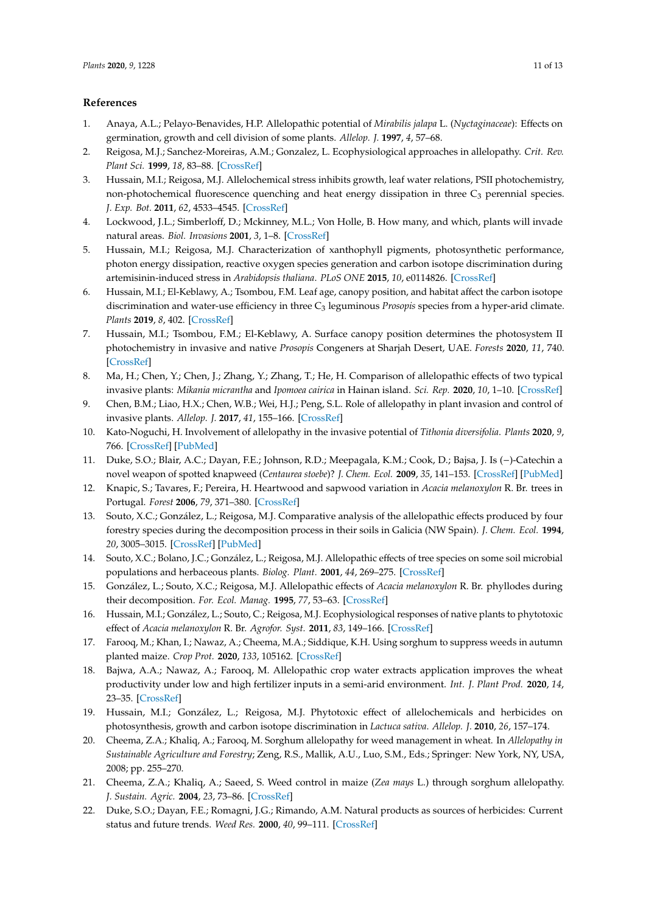## References

1. Anaya, A.L.; Pelayo-Benavides, H.P. Allelopathic potential of *Mirabilis jalapa* L. (*Nyctaginaceae*): Effects on germination, growth and cell division of some plants. *Allelop. J.* **1997**, *4*, 57–68.
2. Reigosa, M.J.; Sanchez-Moreiras, A.M.; Gonzalez, L. Ecophysiological approaches in allelopathy. *Crit. Rev. Plant Sci.* **1999**, *18*, 83–88. [CrossRef]
3. Hussain, M.I.; Reigosa, M.J. Allelochemical stress inhibits growth, leaf water relations, PSII photochemistry, non-photochemical fluorescence quenching and heat energy dissipation in three $C_3$ perennial species. *J. Exp. Bot.* **2011**, *62*, 4533–4545. [CrossRef]
4. Lockwood, J.L.; Simberloff, D.; Mckinney, M.L.; Von Holle, B. How many, and which, plants will invade natural areas. *Biol. Invasions* **2001**, *3*, 1–8. [CrossRef]
5. Hussain, M.I.; Reigosa, M.J. Characterization of xanthophyll pigments, photosynthetic performance, photon energy dissipation, reactive oxygen species generation and carbon isotope discrimination during artemisinin-induced stress in *Arabidopsis thaliana*. *PLoS ONE* **2015**, *10*, e0114826. [CrossRef]
6. Hussain, M.I.; El-Keblawy, A.; Tsombou, F.M. Leaf age, canopy position, and habitat affect the carbon isotope discrimination and water-use efficiency in three $C_3$ leguminous *Prosopis* species from a hyper-arid climate. *Plants* **2019**, *8*, 402. [CrossRef]
7. Hussain, M.I.; Tsombou, F.M.; El-Keblawy, A. Surface canopy position determines the photosystem II photochemistry in invasive and native *Prosopis* Congeners at Sharjah Desert, UAE. *Forests* **2020**, *11*, 740. [CrossRef]
8. Ma, H.; Chen, Y.; Chen, J.; Zhang, Y.; Zhang, T.; He, H. Comparison of allelopathic effects of two typical invasive plants: *Mikania micrantha* and *Ipomoea cairica* in Hainan island. *Sci. Rep.* **2020**, *10*, 1–10. [CrossRef]
9. Chen, B.M.; Liao, H.X.; Chen, W.B.; Wei, H.J.; Peng, S.L. Role of allelopathy in plant invasion and control of invasive plants. *Allelop. J.* **2017**, *41*, 155–166. [CrossRef]
10. Kato-Noguchi, H. Involvement of allelopathy in the invasive potential of *Tithonia diversifolia*. *Plants* **2020**, *9*, 766. [CrossRef] [PubMed]
11. Duke, S.O.; Blair, A.C.; Dayan, F.E.; Johnson, R.D.; Meepagala, K.M.; Cook, D.; Bajsa, J. Is (−)-Catechin a novel weapon of spotted knapweed (*Centaurea stoebe*)? *J. Chem. Ecol.* **2009**, *35*, 141–153. [CrossRef] [PubMed]
12. Knapic, S.; Tavares, F.; Pereira, H. Heartwood and sapwood variation in *Acacia melanoxylon* R. Br. trees in Portugal. *Forest* **2006**, *79*, 371–380. [CrossRef]
13. Souto, X.C.; González, L.; Reigosa, M.J. Comparative analysis of the allelopathic effects produced by four forestry species during the decomposition process in their soils in Galicia (NW Spain). *J. Chem. Ecol.* **1994**, *20*, 3005–3015. [CrossRef] [PubMed]
14. Souto, X.C.; Bolano, J.C.; González, L.; Reigosa, M.J. Allelopathic effects of tree species on some soil microbial populations and herbaceous plants. *Biolog. Plant.* **2001**, *44*, 269–275. [CrossRef]
15. González, L.; Souto, X.C.; Reigosa, M.J. Allelopathic effects of *Acacia melanoxylon* R. Br. phyllodes during their decomposition. *For. Ecol. Manag.* **1995**, *77*, 53–63. [CrossRef]
16. Hussain, M.I.; González, L.; Souto, C.; Reigosa, M.J. Ecophysiological responses of native plants to phytotoxic effect of *Acacia melanoxylon* R. Br. *Agrofor. Syst.* **2011**, *83*, 149–166. [CrossRef]
17. Farooq, M.; Khan, I.; Nawaz, A.; Cheema, M.A.; Siddique, K.H. Using sorghum to suppress weeds in autumn planted maize. *Crop Prot.* **2020**, *133*, 105162. [CrossRef]
18. Bajwa, A.A.; Nawaz, A.; Farooq, M. Allelopathic crop water extracts application improves the wheat productivity under low and high fertilizer inputs in a semi-arid environment. *Int. J. Plant Prod.* **2020**, *14*, 23–35. [CrossRef]
19. Hussain, M.I.; González, L.; Reigosa, M.J. Phytotoxic effect of allelochemicals and herbicides on photosynthesis, growth and carbon isotope discrimination in *Lactuca sativa*. *Allelop. J.* **2010**, *26*, 157–174.
20. Cheema, Z.A.; Khaliq, A.; Farooq, M. Sorghum allelopathy for weed management in wheat. In *Allelopathy in Sustainable Agriculture and Forestry*; Zeng, R.S., Mallik, A.U., Luo, S.M., Eds.; Springer: New York, NY, USA, 2008; pp. 255–270.
21. Cheema, Z.A.; Khaliq, A.; Saeed, S. Weed control in maize (*Zea mays* L.) through sorghum allelopathy. *J. Sustain. Agric.* **2004**, *23*, 73–86. [CrossRef]
22. Duke, S.O.; Dayan, F.E.; Romagni, J.G.; Rimando, A.M. Natural products as sources of herbicides: Current status and future trends. *Weed Res.* **2000**, *40*, 99–111. [CrossRef]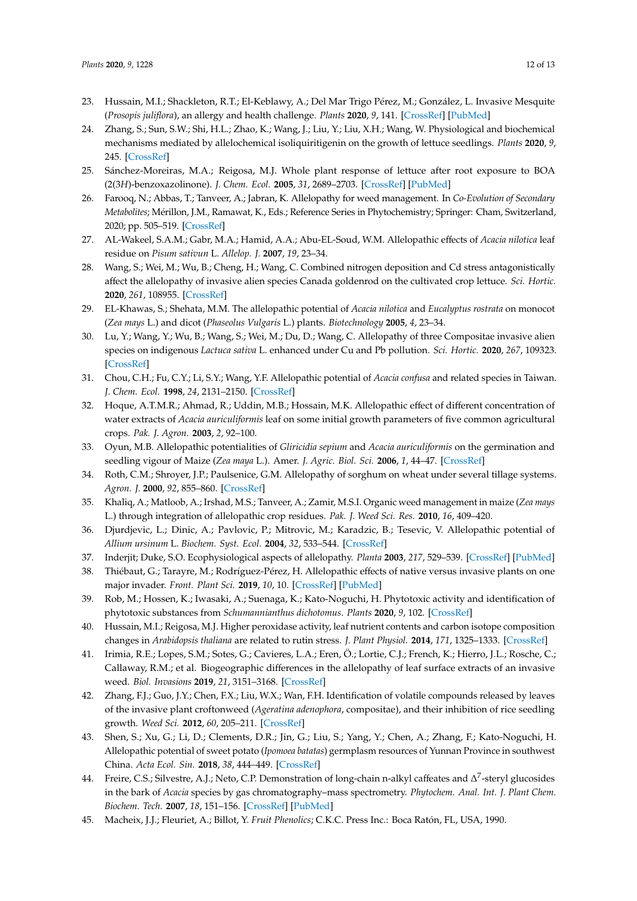23. Hussain, M.I.; Shackleton, R.T.; El-Keblawy, A.; Del Mar Trigo Pérez, M.; González, L. Invasive Mesquite (*Prosopis juliflora*), an allergy and health challenge. *Plants* **2020**, *9*, 141. [CrossRef] [PubMed]
24. Zhang, S.; Sun, S.W.; Shi, H.L.; Zhao, K.; Wang, J.; Liu, Y.; Liu, X.H.; Wang, W. Physiological and biochemical mechanisms mediated by allelochemical isoliquiritigenin on the growth of lettuce seedlings. *Plants* **2020**, *9*, 245. [CrossRef]
25. Sánchez-Moreiras, M.A.; Reigosa, M.J. Whole plant response of lettuce after root exposure to BOA (2(3*H*)-benzoxazolinone). *J. Chem. Ecol.* **2005**, *31*, 2689–2703. [CrossRef] [PubMed]
26. Farooq, N.; Abbas, T.; Tanveer, A.; Jabran, K. Allelopathy for weed management. In *Co-Evolution of Secondary Metabolites*; Mérillon, J.M., Ramawat, K., Eds.; Reference Series in Phytochemistry; Springer: Cham, Switzerland, 2020; pp. 505–519. [CrossRef]
27. AL-Wakeel, S.A.M.; Gabr, M.A.; Hamid, A.A.; Abu-EL-Soud, W.M. Allelopathic effects of *Acacia nilotica* leaf residue on *Pisum sativun* L. *Allelop. J.* **2007**, *19*, 23–34.
28. Wang, S.; Wei, M.; Wu, B.; Cheng, H.; Wang, C. Combined nitrogen deposition and Cd stress antagonistically affect the allelopathy of invasive alien species Canada goldenrod on the cultivated crop lettuce. *Sci. Hortic.* **2020**, *261*, 108955. [CrossRef]
29. EL-Khawas, S.; Shehata, M.M. The allelopathic potential of *Acacia nilotica* and *Eucalyptus rostrata* on monocot (*Zea mays* L.) and dicot (*Phaseolus Vulgaris* L.) plants. *Biotechnology* **2005**, *4*, 23–34.
30. Lu, Y.; Wang, Y.; Wu, B.; Wang, S.; Wei, M.; Du, D.; Wang, C. Allelopathy of three Compositae invasive alien species on indigenous *Lactuca sativa* L. enhanced under Cu and Pb pollution. *Sci. Hortic.* **2020**, *267*, 109323. [CrossRef]
31. Chou, C.H.; Fu, C.Y.; Li, S.Y.; Wang, Y.F. Allelopathic potential of *Acacia confusa* and related species in Taiwan. *J. Chem. Ecol.* **1998**, *24*, 2131–2150. [CrossRef]
32. Hoque, A.T.M.R.; Ahmad, R.; Uddin, M.B.; Hossain, M.K. Allelopathic effect of different concentration of water extracts of *Acacia auriculiformis* leaf on some initial growth parameters of five common agricultural crops. *Pak. J. Agron.* **2003**, *2*, 92–100.
33. Oyun, M.B. Allelopathic potentialities of *Gliricidia sepium* and *Acacia auriculiformis* on the germination and seedling vigour of Maize (*Zea maya* L.). Amer. *J. Agric. Biol. Sci.* **2006**, *1*, 44–47. [CrossRef]
34. Roth, C.M.; Shroyer, J.P.; Paulsenice, G.M. Allelopathy of sorghum on wheat under several tillage systems. *Agron. J.* **2000**, *92*, 855–860. [CrossRef]
35. Khaliq, A.; Matloob, A.; Irshad, M.S.; Tanveer, A.; Zamir, M.S.I. Organic weed management in maize (*Zea mays* L.) through integration of allelopathic crop residues. *Pak. J. Weed Sci. Res.* **2010**, *16*, 409–420.
36. Djurdjevic, L.; Dinic, A.; Pavlovic, P.; Mitrovic, M.; Karadzic, B.; Tesevic, V. Allelopathic potential of *Allium ursinum* L. *Biochem. Syst. Ecol.* **2004**, *32*, 533–544. [CrossRef]
37. Inderjit; Duke, S.O. Ecophysiological aspects of allelopathy. *Planta* **2003**, *217*, 529–539. [CrossRef] [PubMed]
38. Thiébaut, G.; Tarayre, M.; Rodríguez-Pérez, H. Allelopathic effects of native versus invasive plants on one major invader. *Front. Plant Sci.* **2019**, *10*, 10. [CrossRef] [PubMed]
39. Rob, M.; Hossen, K.; Iwasaki, A.; Suenaga, K.; Kato-Noguchi, H. Phytotoxic activity and identification of phytotoxic substances from *Schumannianthus dichotomus*. *Plants* **2020**, *9*, 102. [CrossRef]
40. Hussain, M.I.; Reigosa, M.J. Higher peroxidase activity, leaf nutrient contents and carbon isotope composition changes in *Arabidopsis thaliana* are related to rutin stress. *J. Plant Physiol.* **2014**, *171*, 1325–1333. [CrossRef]
41. Irimia, R.E.; Lopes, S.M.; Sotes, G.; Cavieres, L.A.; Eren, Ö.; Lortie, C.J.; French, K.; Hierro, J.L.; Rosche, C.; Callaway, R.M.; et al. Biogeographic differences in the allelopathy of leaf surface extracts of an invasive weed. *Biol. Invasions* **2019**, *21*, 3151–3168. [CrossRef]
42. Zhang, F.J.; Guo, J.Y.; Chen, F.X.; Liu, W.X.; Wan, F.H. Identification of volatile compounds released by leaves of the invasive plant croftonweed (*Ageratina adenophora*, compositae), and their inhibition of rice seedling growth. *Weed Sci.* **2012**, *60*, 205–211. [CrossRef]
43. Shen, S.; Xu, G.; Li, D.; Clements, D.R.; Jin, G.; Liu, S.; Yang, Y.; Chen, A.; Zhang, F.; Kato-Noguchi, H. Allelopathic potential of sweet potato (*Ipomoea batatas*) germplasm resources of Yunnan Province in southwest China. *Acta Ecol. Sin.* **2018**, *38*, 444–449. [CrossRef]
44. Freire, C.S.; Silvestre, A.J.; Neto, C.P. Demonstration of long-chain n-alkyl caffeates and $\Delta^7$-steryl glucosides in the bark of *Acacia* species by gas chromatography–mass spectrometry. *Phytochem. Anal. Int. J. Plant Chem. Biochem. Tech.* **2007**, *18*, 151–156. [CrossRef] [PubMed]
45. Macheix, J.J.; Fleuriet, A.; Billot, Y. *Fruit Phenolics*; C.K.C. Press Inc.: Boca Ratón, FL, USA, 1990.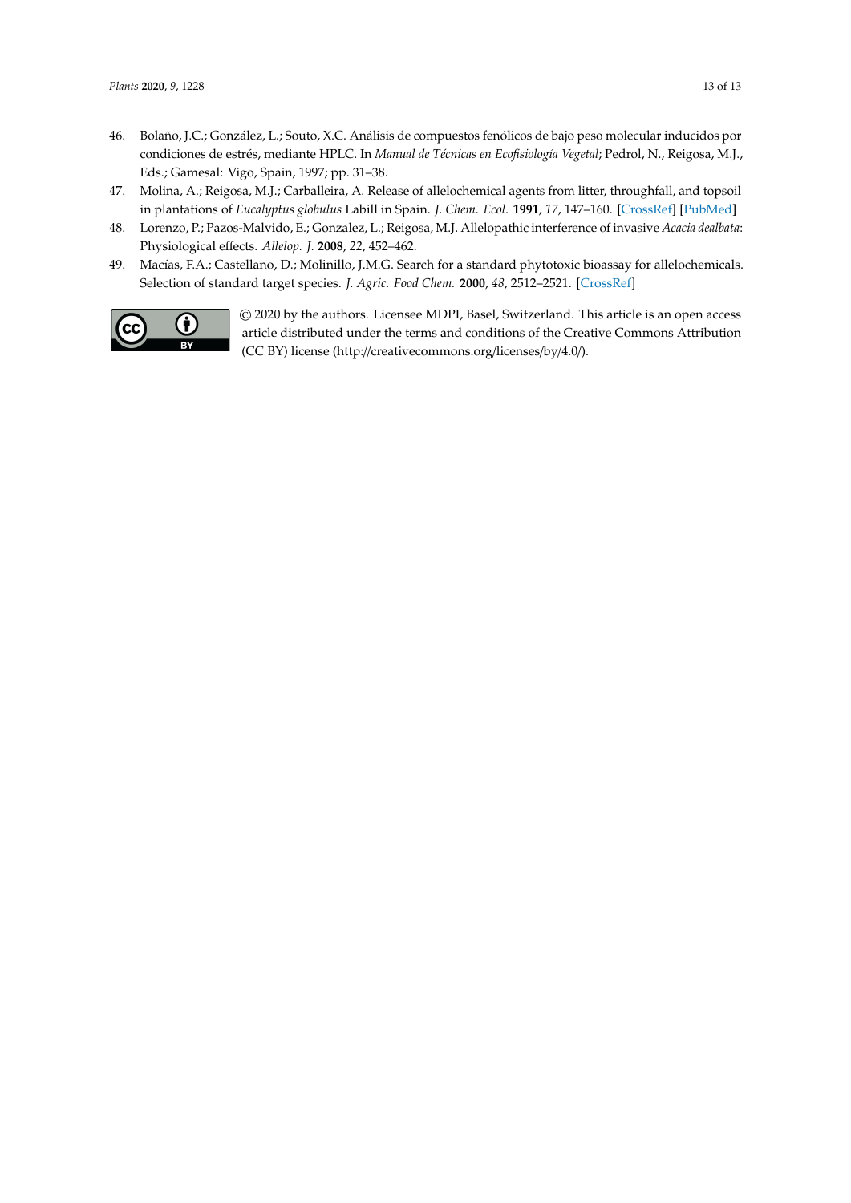46. Bolaño, J.C.; González, L.; Souto, X.C. Análisis de compuestos fenólicos de bajo peso molecular inducidos por condiciones de estrés, mediante HPLC. In *Manual de Técnicas en Ecofisiología Vegetal*; Pedrol, N., Reigosa, M.J., Eds.; Gamesal: Vigo, Spain, 1997; pp. 31–38.
47. Molina, A.; Reigosa, M.J.; Carballeira, A. Release of allelochemical agents from litter, throughfall, and topsoil in plantations of *Eucalyptus globulus* Labill in Spain. *J. Chem. Ecol.* **1991**, *17*, 147–160. [CrossRef] [PubMed]
48. Lorenzo, P.; Pazos-Malvido, E.; Gonzalez, L.; Reigosa, M.J. Allelopathic interference of invasive *Acacia dealbata*: Physiological effects. *Allelop. J.* **2008**, *22*, 452–462.
49. Macías, F.A.; Castellano, D.; Molinillo, J.M.G. Search for a standard phytotoxic bioassay for allelochemicals. Selection of standard target species. *J. Agric. Food Chem.* **2000**, *48*, 2512–2521. [CrossRef]

© 2020 by the authors. Licensee MDPI, Basel, Switzerland. This article is an open access article distributed under the terms and conditions of the Creative Commons Attribution (CC BY) license (http://creativecommons.org/licenses/by/4.0/).